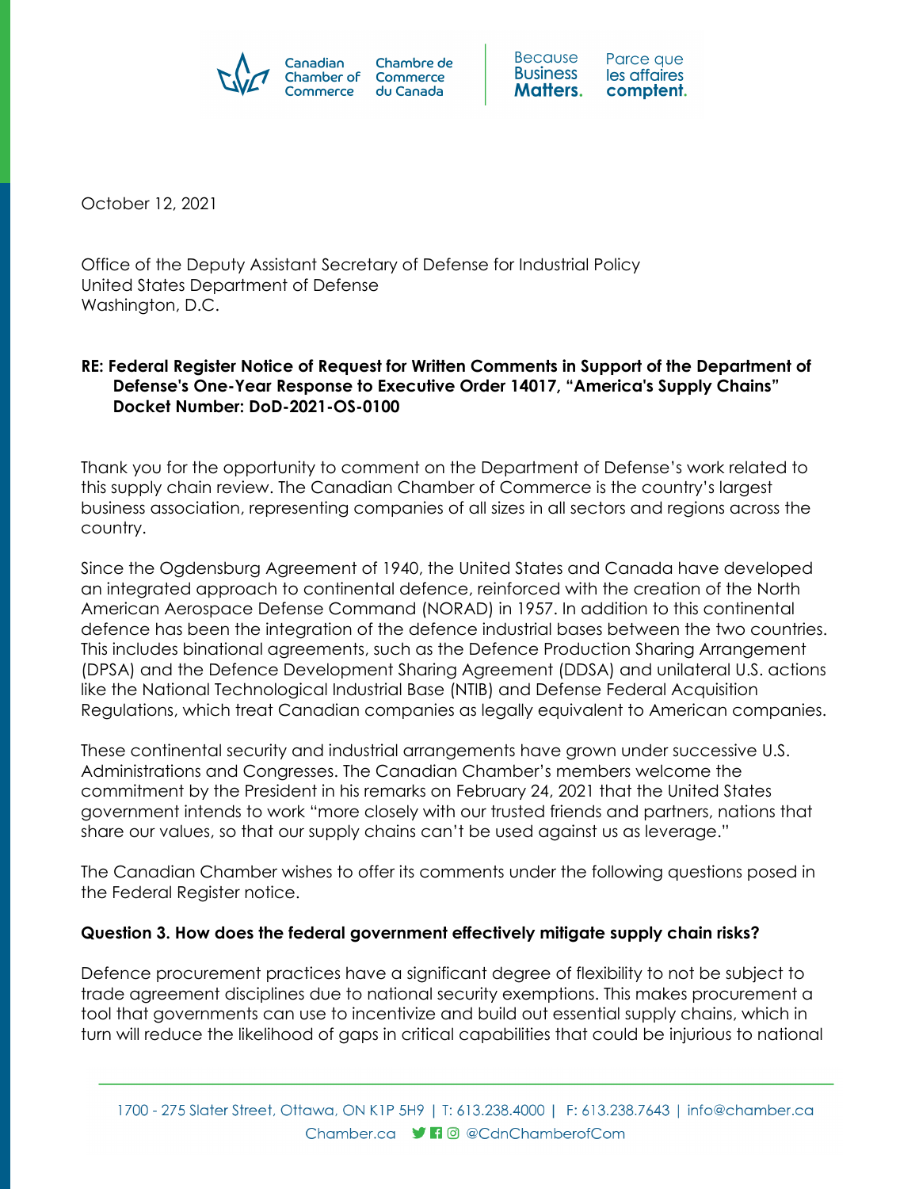October 12, 2021

Office of the Deputy Assistant Secretary of Defense for Industrial Policy
United States Department of Defense
Washington, D.C.

**RE: Federal Register Notice of Request for Written Comments in Support of the Department of Defense's One-Year Response to Executive Order 14017, "America's Supply Chains" Docket Number: DoD-2021-OS-0100**

Thank you for the opportunity to comment on the Department of Defense's work related to this supply chain review. The Canadian Chamber of Commerce is the country's largest business association, representing companies of all sizes in all sectors and regions across the country.

Since the Ogdensburg Agreement of 1940, the United States and Canada have developed an integrated approach to continental defence, reinforced with the creation of the North American Aerospace Defense Command (NORAD) in 1957. In addition to this continental defence has been the integration of the defence industrial bases between the two countries. This includes binational agreements, such as the Defence Production Sharing Arrangement (DPSA) and the Defence Development Sharing Agreement (DDSA) and unilateral U.S. actions like the National Technological Industrial Base (NTIB) and Defense Federal Acquisition Regulations, which treat Canadian companies as legally equivalent to American companies.

These continental security and industrial arrangements have grown under successive U.S. Administrations and Congresses. The Canadian Chamber's members welcome the commitment by the President in his remarks on February 24, 2021 that the United States government intends to work "more closely with our trusted friends and partners, nations that share our values, so that our supply chains can't be used against us as leverage."

The Canadian Chamber wishes to offer its comments under the following questions posed in the Federal Register notice.

**Question 3. How does the federal government effectively mitigate supply chain risks?**

Defence procurement practices have a significant degree of flexibility to not be subject to trade agreement disciplines due to national security exemptions. This makes procurement a tool that governments can use to incentivize and build out essential supply chains, which in turn will reduce the likelihood of gaps in critical capabilities that could be injurious to national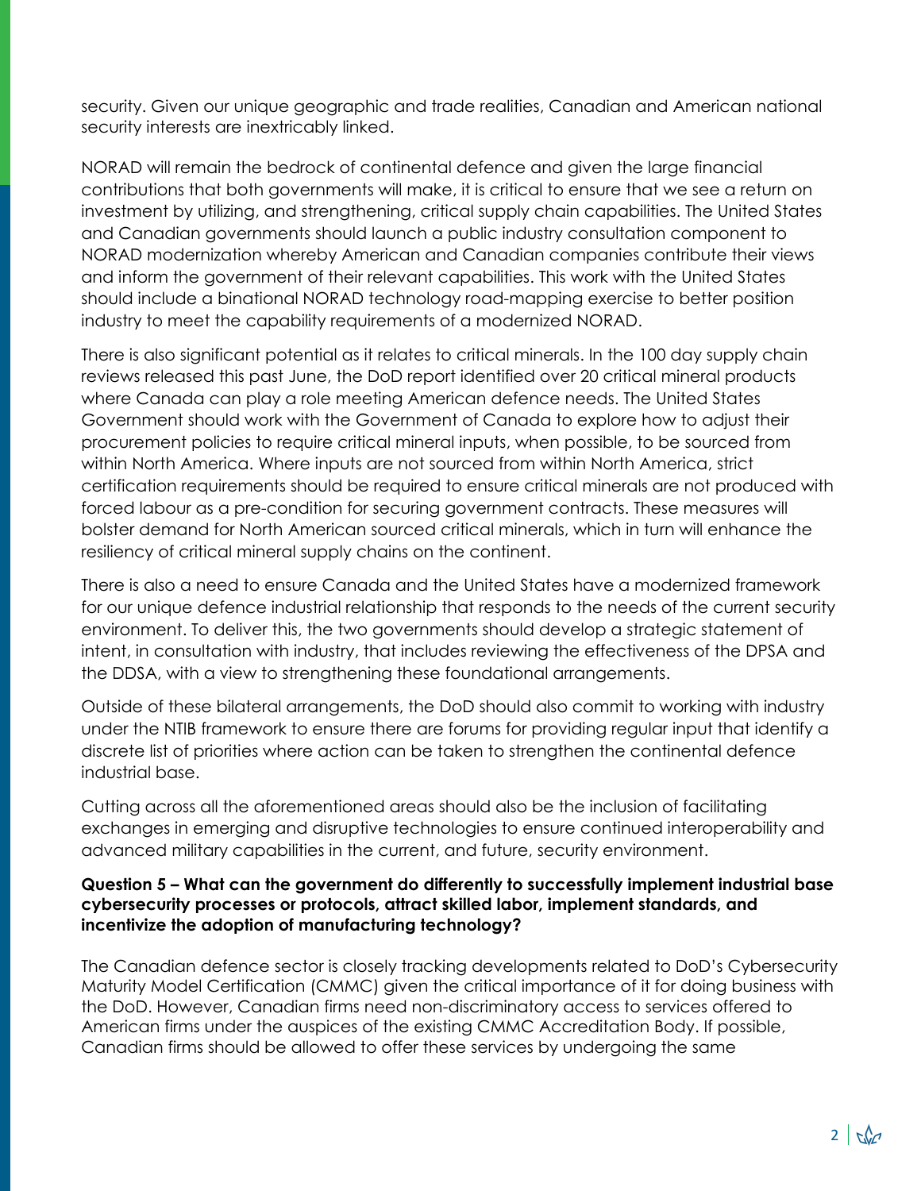security. Given our unique geographic and trade realities, Canadian and American national security interests are inextricably linked.

NORAD will remain the bedrock of continental defence and given the large financial contributions that both governments will make, it is critical to ensure that we see a return on investment by utilizing, and strengthening, critical supply chain capabilities. The United States and Canadian governments should launch a public industry consultation component to NORAD modernization whereby American and Canadian companies contribute their views and inform the government of their relevant capabilities. This work with the United States should include a binational NORAD technology road-mapping exercise to better position industry to meet the capability requirements of a modernized NORAD.

There is also significant potential as it relates to critical minerals. In the 100 day supply chain reviews released this past June, the DoD report identified over 20 critical mineral products where Canada can play a role meeting American defence needs. The United States Government should work with the Government of Canada to explore how to adjust their procurement policies to require critical mineral inputs, when possible, to be sourced from within North America. Where inputs are not sourced from within North America, strict certification requirements should be required to ensure critical minerals are not produced with forced labour as a pre-condition for securing government contracts. These measures will bolster demand for North American sourced critical minerals, which in turn will enhance the resiliency of critical mineral supply chains on the continent.

There is also a need to ensure Canada and the United States have a modernized framework for our unique defence industrial relationship that responds to the needs of the current security environment. To deliver this, the two governments should develop a strategic statement of intent, in consultation with industry, that includes reviewing the effectiveness of the DPSA and the DDSA, with a view to strengthening these foundational arrangements.

Outside of these bilateral arrangements, the DoD should also commit to working with industry under the NTIB framework to ensure there are forums for providing regular input that identify a discrete list of priorities where action can be taken to strengthen the continental defence industrial base.

Cutting across all the aforementioned areas should also be the inclusion of facilitating exchanges in emerging and disruptive technologies to ensure continued interoperability and advanced military capabilities in the current, and future, security environment.

**Question 5 – What can the government do differently to successfully implement industrial base cybersecurity processes or protocols, attract skilled labor, implement standards, and incentivize the adoption of manufacturing technology?**

The Canadian defence sector is closely tracking developments related to DoD's Cybersecurity Maturity Model Certification (CMMC) given the critical importance of it for doing business with the DoD. However, Canadian firms need non-discriminatory access to services offered to American firms under the auspices of the existing CMMC Accreditation Body. If possible, Canadian firms should be allowed to offer these services by undergoing the same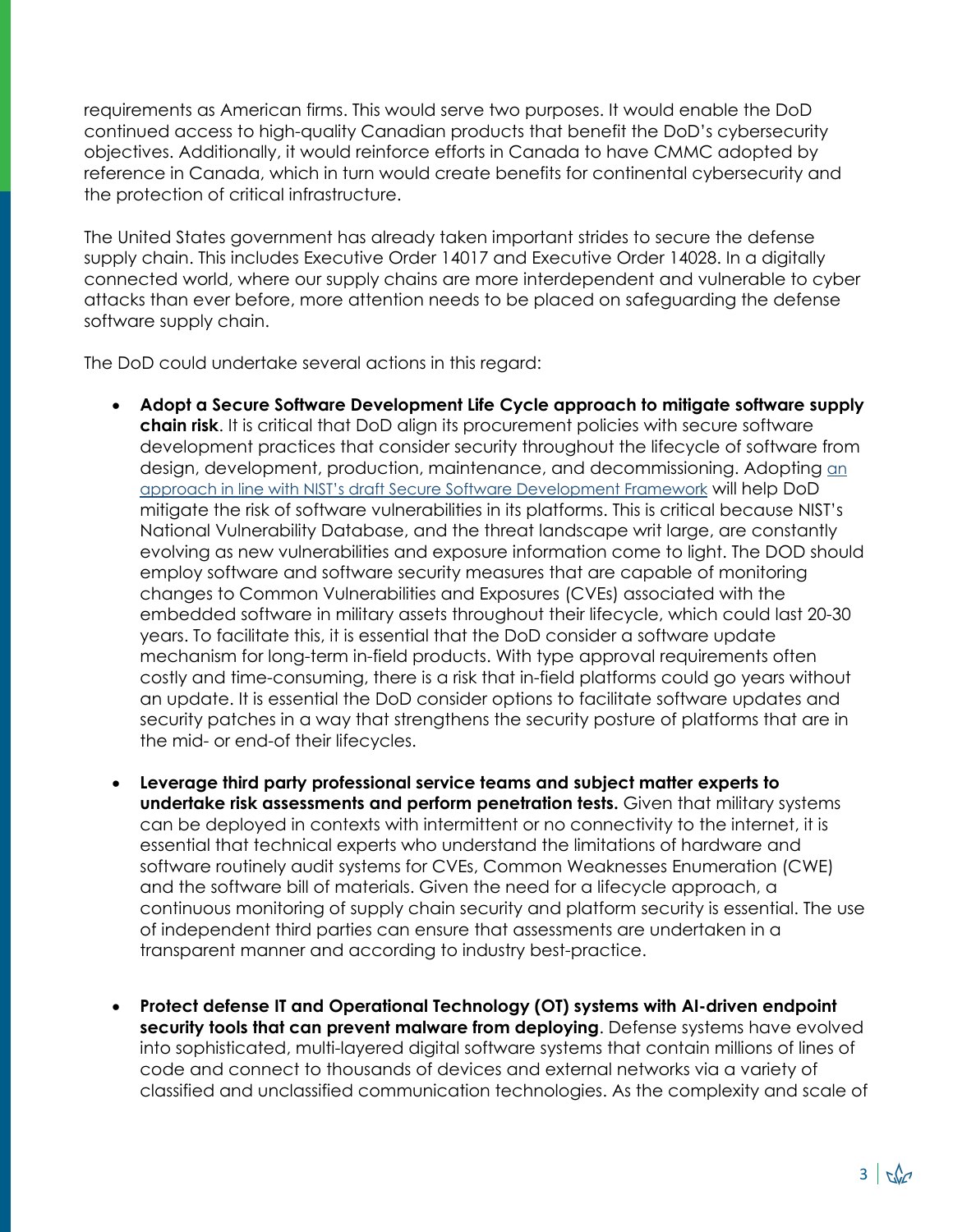requirements as American firms. This would serve two purposes. It would enable the DoD continued access to high-quality Canadian products that benefit the DoD's cybersecurity objectives. Additionally, it would reinforce efforts in Canada to have CMMC adopted by reference in Canada, which in turn would create benefits for continental cybersecurity and the protection of critical infrastructure.

The United States government has already taken important strides to secure the defense supply chain. This includes Executive Order 14017 and Executive Order 14028. In a digitally connected world, where our supply chains are more interdependent and vulnerable to cyber attacks than ever before, more attention needs to be placed on safeguarding the defense software supply chain.

The DoD could undertake several actions in this regard:

- **Adopt a Secure Software Development Life Cycle approach to mitigate software supply chain risk**. It is critical that DoD align its procurement policies with secure software development practices that consider security throughout the lifecycle of software from design, development, production, maintenance, and decommissioning. Adopting an approach in line with NIST's draft Secure Software Development Framework will help DoD mitigate the risk of software vulnerabilities in its platforms. This is critical because NIST's National Vulnerability Database, and the threat landscape writ large, are constantly evolving as new vulnerabilities and exposure information come to light. The DOD should employ software and software security measures that are capable of monitoring changes to Common Vulnerabilities and Exposures (CVEs) associated with the embedded software in military assets throughout their lifecycle, which could last 20-30 years. To facilitate this, it is essential that the DoD consider a software update mechanism for long-term in-field products. With type approval requirements often costly and time-consuming, there is a risk that in-field platforms could go years without an update. It is essential the DoD consider options to facilitate software updates and security patches in a way that strengthens the security posture of platforms that are in the mid- or end-of their lifecycles.

- **Leverage third party professional service teams and subject matter experts to undertake risk assessments and perform penetration tests.** Given that military systems can be deployed in contexts with intermittent or no connectivity to the internet, it is essential that technical experts who understand the limitations of hardware and software routinely audit systems for CVEs, Common Weaknesses Enumeration (CWE) and the software bill of materials. Given the need for a lifecycle approach, a continuous monitoring of supply chain security and platform security is essential. The use of independent third parties can ensure that assessments are undertaken in a transparent manner and according to industry best-practice.

- **Protect defense IT and Operational Technology (OT) systems with AI-driven endpoint security tools that can prevent malware from deploying**. Defense systems have evolved into sophisticated, multi-layered digital software systems that contain millions of lines of code and connect to thousands of devices and external networks via a variety of classified and unclassified communication technologies. As the complexity and scale of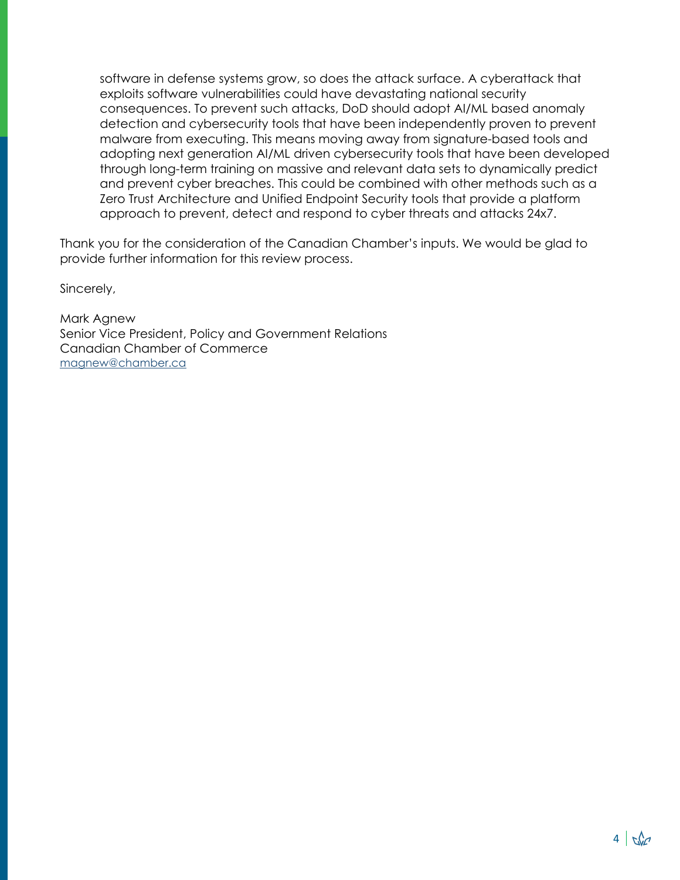software in defense systems grow, so does the attack surface. A cyberattack that exploits software vulnerabilities could have devastating national security consequences. To prevent such attacks, DoD should adopt AI/ML based anomaly detection and cybersecurity tools that have been independently proven to prevent malware from executing. This means moving away from signature-based tools and adopting next generation AI/ML driven cybersecurity tools that have been developed through long-term training on massive and relevant data sets to dynamically predict and prevent cyber breaches. This could be combined with other methods such as a Zero Trust Architecture and Unified Endpoint Security tools that provide a platform approach to prevent, detect and respond to cyber threats and attacks 24x7.

Thank you for the consideration of the Canadian Chamber's inputs. We would be glad to provide further information for this review process.

Sincerely,

Mark Agnew
Senior Vice President, Policy and Government Relations
Canadian Chamber of Commerce
magnew@chamber.ca